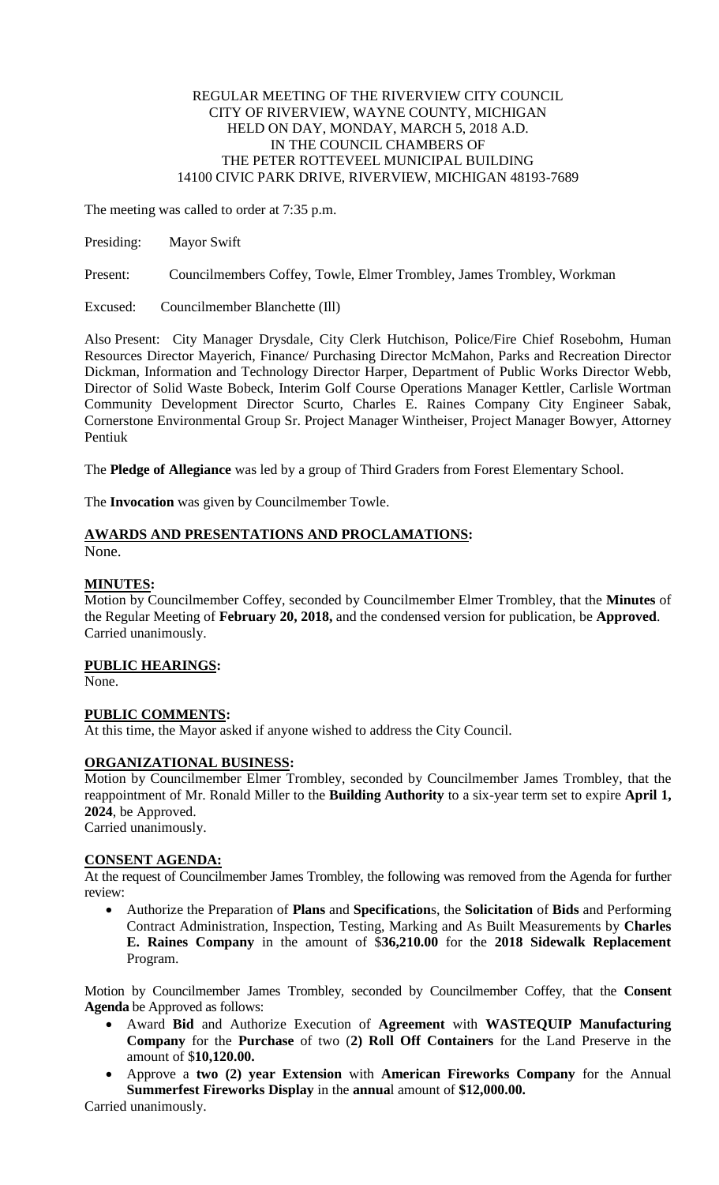REGULAR MEETING OF THE RIVERVIEW CITY COUNCIL
CITY OF RIVERVIEW, WAYNE COUNTY, MICHIGAN
HELD ON DAY, MONDAY, MARCH 5, 2018 A.D.
IN THE COUNCIL CHAMBERS OF
THE PETER ROTTEVEEL MUNICIPAL BUILDING
14100 CIVIC PARK DRIVE, RIVERVIEW, MICHIGAN 48193-7689

The meeting was called to order at 7:35 p.m.

Presiding: Mayor Swift

Present: Councilmembers Coffey, Towle, Elmer Trombley, James Trombley, Workman

Excused: Councilmember Blanchette (Ill)

Also Present: City Manager Drysdale, City Clerk Hutchison, Police/Fire Chief Rosebohm, Human Resources Director Mayerich, Finance/ Purchasing Director McMahon, Parks and Recreation Director Dickman, Information and Technology Director Harper, Department of Public Works Director Webb, Director of Solid Waste Bobeck, Interim Golf Course Operations Manager Kettler, Carlisle Wortman Community Development Director Scurto, Charles E. Raines Company City Engineer Sabak, Cornerstone Environmental Group Sr. Project Manager Wintheiser, Project Manager Bowyer, Attorney Pentiuk

The **Pledge of Allegiance** was led by a group of Third Graders from Forest Elementary School.

The **Invocation** was given by Councilmember Towle.

**AWARDS AND PRESENTATIONS AND PROCLAMATIONS:**
None.

**MINUTES:**
Motion by Councilmember Coffey, seconded by Councilmember Elmer Trombley, that the **Minutes** of the Regular Meeting of **February 20, 2018,** and the condensed version for publication, be **Approved**. Carried unanimously.

**PUBLIC HEARINGS:**
None.

**PUBLIC COMMENTS:**
At this time, the Mayor asked if anyone wished to address the City Council.

**ORGANIZATIONAL BUSINESS:**
Motion by Councilmember Elmer Trombley, seconded by Councilmember James Trombley, that the reappointment of Mr. Ronald Miller to the **Building Authority** to a six-year term set to expire **April 1, 2024**, be Approved.
Carried unanimously.

**CONSENT AGENDA:**
At the request of Councilmember James Trombley, the following was removed from the Agenda for further review:

- Authorize the Preparation of **Plans** and **Specification**s, the **Solicitation** of **Bids** and Performing Contract Administration, Inspection, Testing, Marking and As Built Measurements by **Charles E. Raines Company** in the amount of $**36,210.00** for the **2018 Sidewalk Replacement** Program.

Motion by Councilmember James Trombley, seconded by Councilmember Coffey, that the **Consent Agenda** be Approved as follows:

- Award **Bid** and Authorize Execution of **Agreement** with **WASTEQUIP Manufacturing Company** for the **Purchase** of two (**2) Roll Off Containers** for the Land Preserve in the amount of $**10,120.00.**
- Approve a **two (2) year Extension** with **American Fireworks Company** for the Annual **Summerfest Fireworks Display** in the **annua**l amount of **$12,000.00.**

Carried unanimously.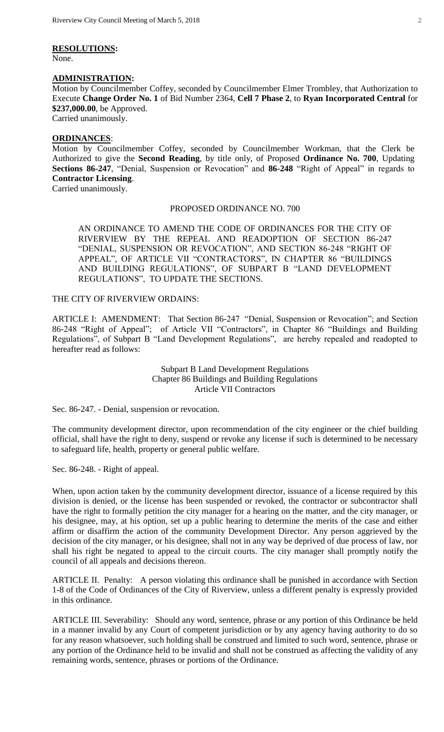**RESOLUTIONS:**

None.

**ADMINISTRATION:**

Motion by Councilmember Coffey, seconded by Councilmember Elmer Trombley, that Authorization to Execute **Change Order No. 1** of Bid Number 2364, **Cell 7 Phase 2**, to **Ryan Incorporated Central** for **$237,000.00**, be Approved.
Carried unanimously.

**ORDINANCES**:

Motion by Councilmember Coffey, seconded by Councilmember Workman, that the Clerk be Authorized to give the **Second Reading**, by title only, of Proposed **Ordinance No. 700**, Updating **Sections 86-247**, "Denial, Suspension or Revocation" and **86-248** "Right of Appeal" in regards to **Contractor Licensing**.
Carried unanimously.

PROPOSED ORDINANCE NO. 700

AN ORDINANCE TO AMEND THE CODE OF ORDINANCES FOR THE CITY OF RIVERVIEW BY THE REPEAL AND READOPTION OF SECTION 86-247 "DENIAL, SUSPENSION OR REVOCATION", AND SECTION 86-248 "RIGHT OF APPEAL", OF ARTICLE VII "CONTRACTORS", IN CHAPTER 86 "BUILDINGS AND BUILDING REGULATIONS", OF SUBPART B "LAND DEVELOPMENT REGULATIONS", TO UPDATE THE SECTIONS.

THE CITY OF RIVERVIEW ORDAINS:

ARTICLE I: AMENDMENT: That Section 86-247 "Denial, Suspension or Revocation"; and Section 86-248 "Right of Appeal"; of Article VII "Contractors", in Chapter 86 "Buildings and Building Regulations", of Subpart B "Land Development Regulations", are hereby repealed and readopted to hereafter read as follows:

Subpart B Land Development Regulations
Chapter 86 Buildings and Building Regulations
Article VII Contractors

Sec. 86-247. - Denial, suspension or revocation.

The community development director, upon recommendation of the city engineer or the chief building official, shall have the right to deny, suspend or revoke any license if such is determined to be necessary to safeguard life, health, property or general public welfare.

Sec. 86-248. - Right of appeal.

When, upon action taken by the community development director, issuance of a license required by this division is denied, or the license has been suspended or revoked, the contractor or subcontractor shall have the right to formally petition the city manager for a hearing on the matter, and the city manager, or his designee, may, at his option, set up a public hearing to determine the merits of the case and either affirm or disaffirm the action of the community Development Director. Any person aggrieved by the decision of the city manager, or his designee, shall not in any way be deprived of due process of law, nor shall his right be negated to appeal to the circuit courts. The city manager shall promptly notify the council of all appeals and decisions thereon.

ARTICLE II. Penalty: A person violating this ordinance shall be punished in accordance with Section 1-8 of the Code of Ordinances of the City of Riverview, unless a different penalty is expressly provided in this ordinance.

ARTICLE III. Severability: Should any word, sentence, phrase or any portion of this Ordinance be held in a manner invalid by any Court of competent jurisdiction or by any agency having authority to do so for any reason whatsoever, such holding shall be construed and limited to such word, sentence, phrase or any portion of the Ordinance held to be invalid and shall not be construed as affecting the validity of any remaining words, sentence, phrases or portions of the Ordinance.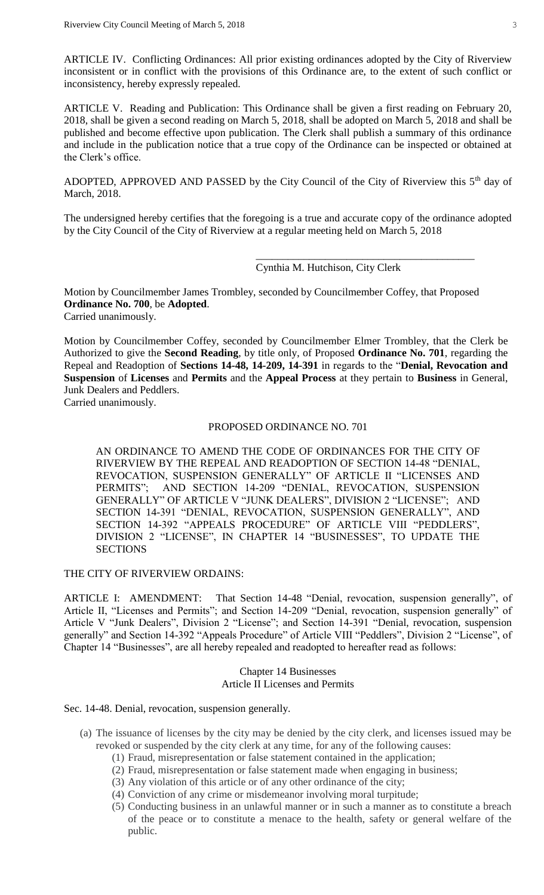ARTICLE IV. Conflicting Ordinances: All prior existing ordinances adopted by the City of Riverview inconsistent or in conflict with the provisions of this Ordinance are, to the extent of such conflict or inconsistency, hereby expressly repealed.

ARTICLE V. Reading and Publication: This Ordinance shall be given a first reading on February 20, 2018, shall be given a second reading on March 5, 2018, shall be adopted on March 5, 2018 and shall be published and become effective upon publication. The Clerk shall publish a summary of this ordinance and include in the publication notice that a true copy of the Ordinance can be inspected or obtained at the Clerk's office.

ADOPTED, APPROVED AND PASSED by the City Council of the City of Riverview this 5th day of March, 2018.

The undersigned hereby certifies that the foregoing is a true and accurate copy of the ordinance adopted by the City Council of the City of Riverview at a regular meeting held on March 5, 2018

\_\_\_\_\_\_\_\_\_\_\_\_\_\_\_\_\_\_\_\_\_\_\_\_\_\_\_\_\_\_\_\_\_\_\_\_\_\_\_\_\_\_

Cynthia M. Hutchison, City Clerk

Motion by Councilmember James Trombley, seconded by Councilmember Coffey, that Proposed **Ordinance No. 700**, be **Adopted**.
Carried unanimously.

Motion by Councilmember Coffey, seconded by Councilmember Elmer Trombley, that the Clerk be Authorized to give the **Second Reading**, by title only, of Proposed **Ordinance No. 701**, regarding the Repeal and Readoption of **Sections 14-48, 14-209, 14-391** in regards to the "**Denial, Revocation and Suspension** of **Licenses** and **Permits** and the **Appeal Process** at they pertain to **Business** in General, Junk Dealers and Peddlers.
Carried unanimously.

PROPOSED ORDINANCE NO. 701

AN ORDINANCE TO AMEND THE CODE OF ORDINANCES FOR THE CITY OF RIVERVIEW BY THE REPEAL AND READOPTION OF SECTION 14-48 "DENIAL, REVOCATION, SUSPENSION GENERALLY" OF ARTICLE II "LICENSES AND PERMITS"; AND SECTION 14-209 "DENIAL, REVOCATION, SUSPENSION GENERALLY" OF ARTICLE V "JUNK DEALERS", DIVISION 2 "LICENSE"; AND SECTION 14-391 "DENIAL, REVOCATION, SUSPENSION GENERALLY", AND SECTION 14-392 "APPEALS PROCEDURE" OF ARTICLE VIII "PEDDLERS", DIVISION 2 "LICENSE", IN CHAPTER 14 "BUSINESSES", TO UPDATE THE SECTIONS

THE CITY OF RIVERVIEW ORDAINS:

ARTICLE I: AMENDMENT: That Section 14-48 "Denial, revocation, suspension generally", of Article II, "Licenses and Permits"; and Section 14-209 "Denial, revocation, suspension generally" of Article V "Junk Dealers", Division 2 "License"; and Section 14-391 "Denial, revocation, suspension generally" and Section 14-392 "Appeals Procedure" of Article VIII "Peddlers", Division 2 "License", of Chapter 14 "Businesses", are all hereby repealed and readopted to hereafter read as follows:

Chapter 14 Businesses
Article II Licenses and Permits

Sec. 14-48. Denial, revocation, suspension generally.

(a) The issuance of licenses by the city may be denied by the city clerk, and licenses issued may be revoked or suspended by the city clerk at any time, for any of the following causes:
    (1) Fraud, misrepresentation or false statement contained in the application;
    (2) Fraud, misrepresentation or false statement made when engaging in business;
    (3) Any violation of this article or of any other ordinance of the city;
    (4) Conviction of any crime or misdemeanor involving moral turpitude;
    (5) Conducting business in an unlawful manner or in such a manner as to constitute a breach of the peace or to constitute a menace to the health, safety or general welfare of the public.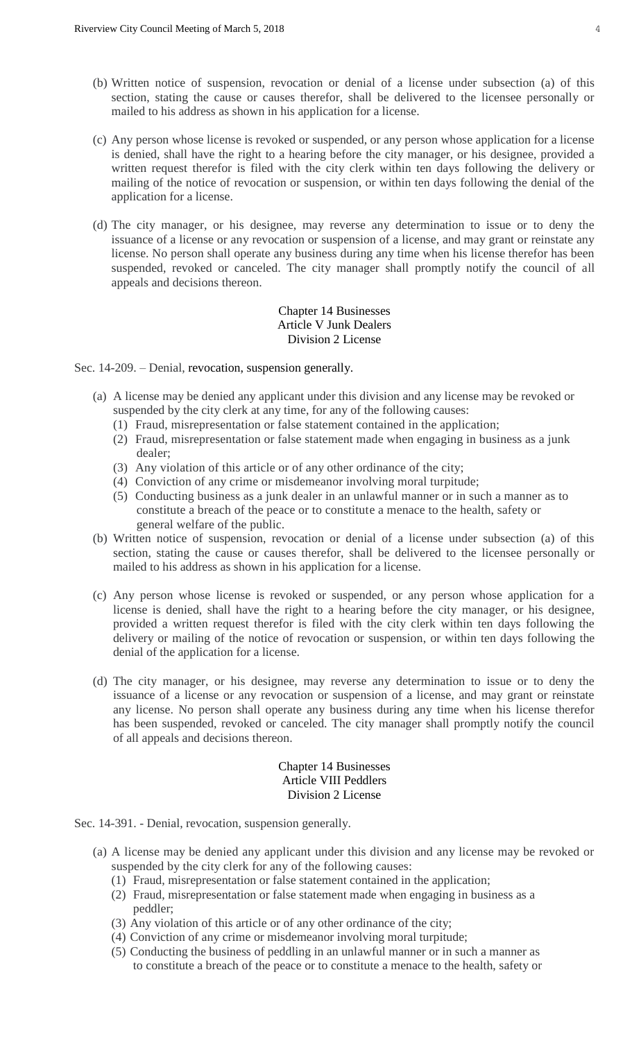(b) Written notice of suspension, revocation or denial of a license under subsection (a) of this section, stating the cause or causes therefor, shall be delivered to the licensee personally or mailed to his address as shown in his application for a license.

(c) Any person whose license is revoked or suspended, or any person whose application for a license is denied, shall have the right to a hearing before the city manager, or his designee, provided a written request therefor is filed with the city clerk within ten days following the delivery or mailing of the notice of revocation or suspension, or within ten days following the denial of the application for a license.

(d) The city manager, or his designee, may reverse any determination to issue or to deny the issuance of a license or any revocation or suspension of a license, and may grant or reinstate any license. No person shall operate any business during any time when his license therefor has been suspended, revoked or canceled. The city manager shall promptly notify the council of all appeals and decisions thereon.

Chapter 14 Businesses
Article V Junk Dealers
Division 2 License

Sec. 14-209. – Denial, revocation, suspension generally.

(a) A license may be denied any applicant under this division and any license may be revoked or suspended by the city clerk at any time, for any of the following causes:
   (1) Fraud, misrepresentation or false statement contained in the application;
   (2) Fraud, misrepresentation or false statement made when engaging in business as a junk dealer;
   (3) Any violation of this article or of any other ordinance of the city;
   (4) Conviction of any crime or misdemeanor involving moral turpitude;
   (5) Conducting business as a junk dealer in an unlawful manner or in such a manner as to constitute a breach of the peace or to constitute a menace to the health, safety or general welfare of the public.

(b) Written notice of suspension, revocation or denial of a license under subsection (a) of this section, stating the cause or causes therefor, shall be delivered to the licensee personally or mailed to his address as shown in his application for a license.

(c) Any person whose license is revoked or suspended, or any person whose application for a license is denied, shall have the right to a hearing before the city manager, or his designee, provided a written request therefor is filed with the city clerk within ten days following the delivery or mailing of the notice of revocation or suspension, or within ten days following the denial of the application for a license.

(d) The city manager, or his designee, may reverse any determination to issue or to deny the issuance of a license or any revocation or suspension of a license, and may grant or reinstate any license. No person shall operate any business during any time when his license therefor has been suspended, revoked or canceled. The city manager shall promptly notify the council of all appeals and decisions thereon.

Chapter 14 Businesses
Article VIII Peddlers
Division 2 License

Sec. 14-391. - Denial, revocation, suspension generally.

(a) A license may be denied any applicant under this division and any license may be revoked or suspended by the city clerk for any of the following causes:
   (1) Fraud, misrepresentation or false statement contained in the application;
   (2) Fraud, misrepresentation or false statement made when engaging in business as a peddler;
   (3) Any violation of this article or of any other ordinance of the city;
   (4) Conviction of any crime or misdemeanor involving moral turpitude;
   (5) Conducting the business of peddling in an unlawful manner or in such a manner as to constitute a breach of the peace or to constitute a menace to the health, safety or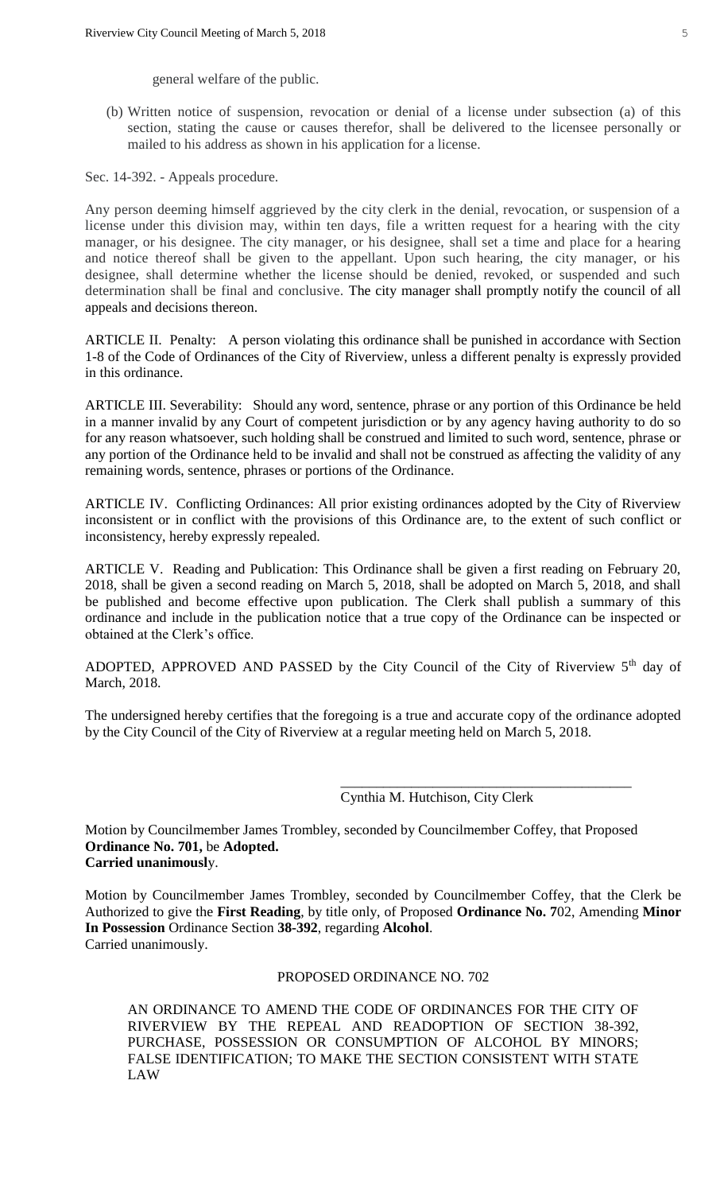general welfare of the public.

(b) Written notice of suspension, revocation or denial of a license under subsection (a) of this section, stating the cause or causes therefor, shall be delivered to the licensee personally or mailed to his address as shown in his application for a license.

Sec. 14-392. - Appeals procedure.

Any person deeming himself aggrieved by the city clerk in the denial, revocation, or suspension of a license under this division may, within ten days, file a written request for a hearing with the city manager, or his designee. The city manager, or his designee, shall set a time and place for a hearing and notice thereof shall be given to the appellant. Upon such hearing, the city manager, or his designee, shall determine whether the license should be denied, revoked, or suspended and such determination shall be final and conclusive. The city manager shall promptly notify the council of all appeals and decisions thereon.

ARTICLE II. Penalty: A person violating this ordinance shall be punished in accordance with Section 1-8 of the Code of Ordinances of the City of Riverview, unless a different penalty is expressly provided in this ordinance.

ARTICLE III. Severability: Should any word, sentence, phrase or any portion of this Ordinance be held in a manner invalid by any Court of competent jurisdiction or by any agency having authority to do so for any reason whatsoever, such holding shall be construed and limited to such word, sentence, phrase or any portion of the Ordinance held to be invalid and shall not be construed as affecting the validity of any remaining words, sentence, phrases or portions of the Ordinance.

ARTICLE IV. Conflicting Ordinances: All prior existing ordinances adopted by the City of Riverview inconsistent or in conflict with the provisions of this Ordinance are, to the extent of such conflict or inconsistency, hereby expressly repealed.

ARTICLE V. Reading and Publication: This Ordinance shall be given a first reading on February 20, 2018, shall be given a second reading on March 5, 2018, shall be adopted on March 5, 2018, and shall be published and become effective upon publication. The Clerk shall publish a summary of this ordinance and include in the publication notice that a true copy of the Ordinance can be inspected or obtained at the Clerk's office.

ADOPTED, APPROVED AND PASSED by the City Council of the City of Riverview 5th day of March, 2018.

The undersigned hereby certifies that the foregoing is a true and accurate copy of the ordinance adopted by the City Council of the City of Riverview at a regular meeting held on March 5, 2018.

\_\_\_\_\_\_\_\_\_\_\_\_\_\_\_\_\_\_\_\_\_\_\_\_\_\_\_\_\_\_\_\_\_\_\_\_\_\_\_\_

Cynthia M. Hutchison, City Clerk

Motion by Councilmember James Trombley, seconded by Councilmember Coffey, that Proposed **Ordinance No. 701,** be **Adopted.**
**Carried unanimousl**y.

Motion by Councilmember James Trombley, seconded by Councilmember Coffey, that the Clerk be Authorized to give the **First Reading**, by title only, of Proposed **Ordinance No. 7**02, Amending **Minor In Possession** Ordinance Section **38-392**, regarding **Alcohol**.
Carried unanimously.

PROPOSED ORDINANCE NO. 702

AN ORDINANCE TO AMEND THE CODE OF ORDINANCES FOR THE CITY OF RIVERVIEW BY THE REPEAL AND READOPTION OF SECTION 38-392, PURCHASE, POSSESSION OR CONSUMPTION OF ALCOHOL BY MINORS; FALSE IDENTIFICATION; TO MAKE THE SECTION CONSISTENT WITH STATE LAW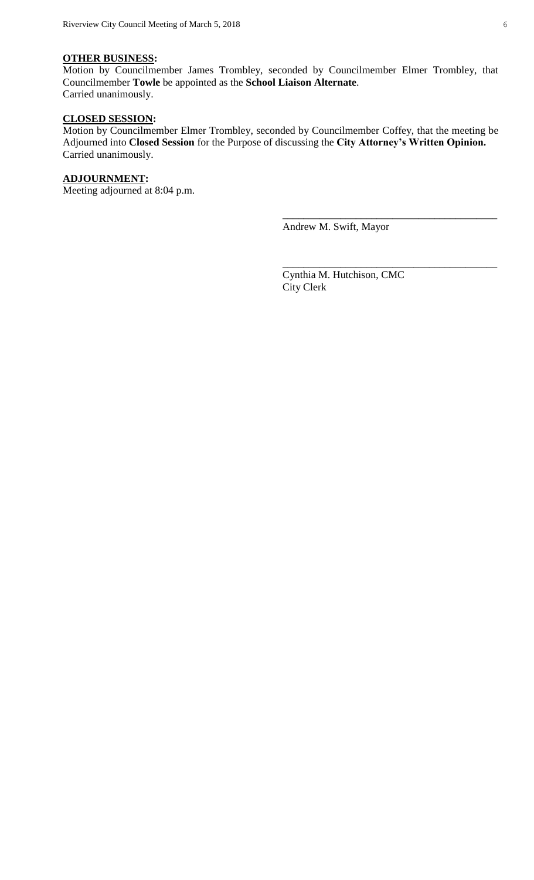**<u>OTHER BUSINESS</u>:**
Motion by Councilmember James Trombley, seconded by Councilmember Elmer Trombley, that Councilmember **Towle** be appointed as the **School Liaison Alternate**.
Carried unanimously.

**<u>CLOSED SESSION</u>:**
Motion by Councilmember Elmer Trombley, seconded by Councilmember Coffey, that the meeting be Adjourned into **Closed Session** for the Purpose of discussing the **City Attorney's Written Opinion.**
Carried unanimously.

**<u>ADJOURNMENT</u>:**
Meeting adjourned at 8:04 p.m.

\_\_\_\_\_\_\_\_\_\_\_\_\_\_\_\_\_\_\_\_\_\_\_\_\_\_\_\_\_\_\_\_\_\_\_\_\_\_\_\_
Andrew M. Swift, Mayor

\_\_\_\_\_\_\_\_\_\_\_\_\_\_\_\_\_\_\_\_\_\_\_\_\_\_\_\_\_\_\_\_\_\_\_\_\_\_\_\_
Cynthia M. Hutchison, CMC
City Clerk